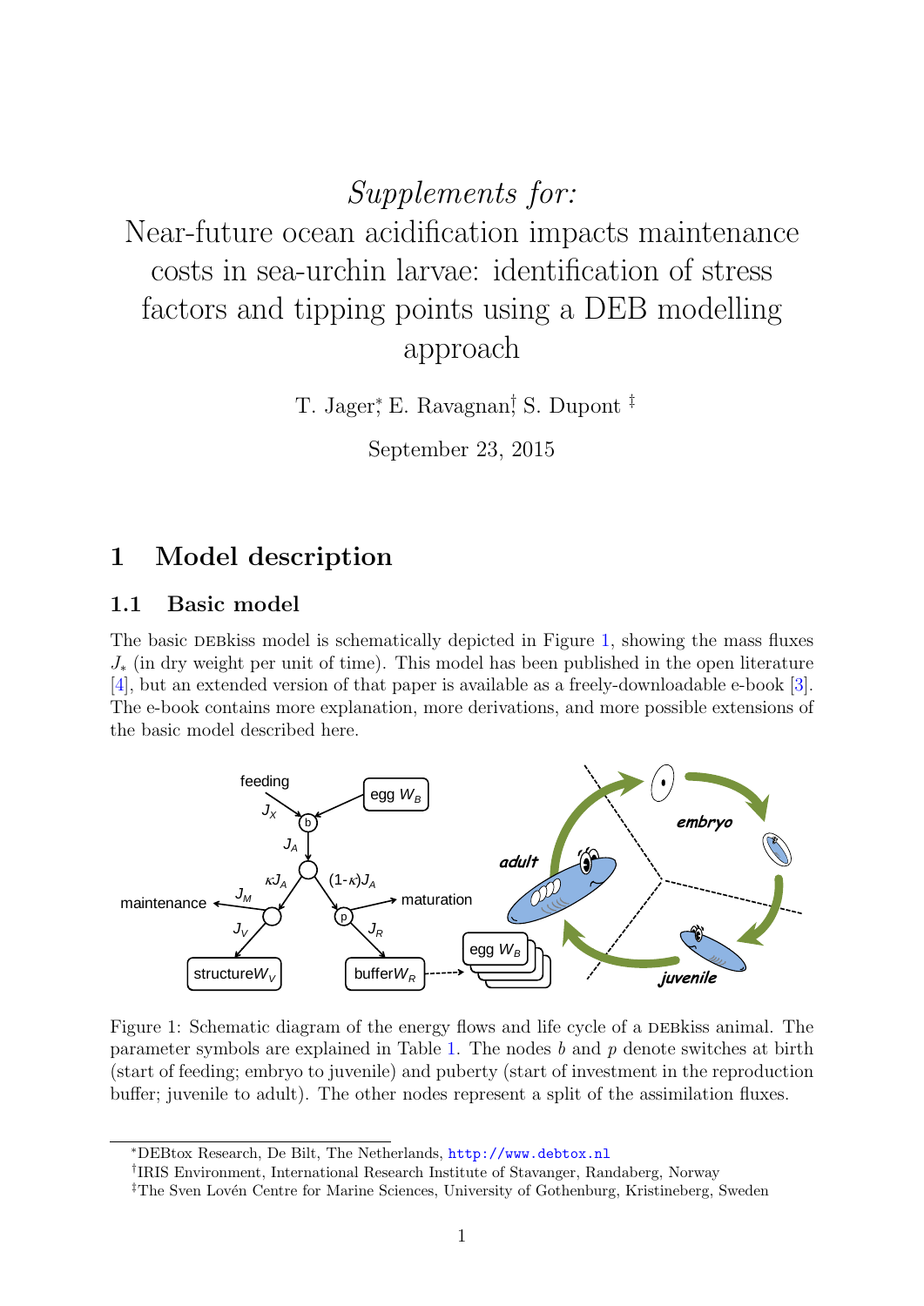# *Supplements for:* Near-future ocean acidification impacts maintenance costs in sea-urchin larvae: identification of stress factors and tipping points using a DEB modelling approach

T. Jager[*], E. Ravagnan[†], S. Dupont [‡]

September 23, 2015

## 1 Model description

### 1.1 Basic model

The basic DEBkiss model is schematically depicted in Figure 1, showing the mass fluxes $J_*$ (in dry weight per unit of time). This model has been published in the open literature [4], but an extended version of that paper is available as a freely-downloadable e-book [3]. The e-book contains more explanation, more derivations, and more possible extensions of the basic model described here.

Figure 1: Schematic diagram of the energy flows and life cycle of a DEBkiss animal. The parameter symbols are explained in Table 1. The nodes $b$ and $p$ denote switches at birth (start of feeding; embryo to juvenile) and puberty (start of investment in the reproduction buffer; juvenile to adult). The other nodes represent a split of the assimilation fluxes.

[*] DEBtox Research, De Bilt, The Netherlands, http://www.debtox.nl

[†] IRIS Environment, International Research Institute of Stavanger, Randaberg, Norway

[‡] The Sven Lovén Centre for Marine Sciences, University of Gothenburg, Kristineberg, Sweden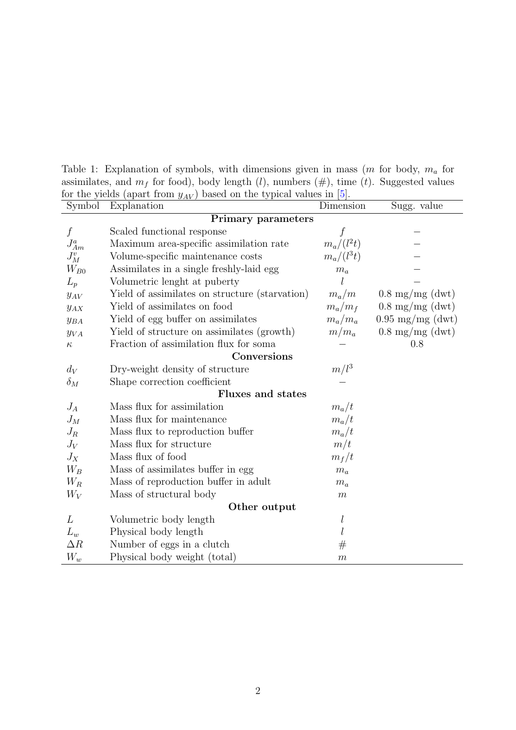Table 1: Explanation of symbols, with dimensions given in mass ($m$ for body, $m_a$ for assimilates, and $m_f$ for food), body length ($l$), numbers (#), time ($t$). Suggested values for the yields (apart from $y_{AV}$) based on the typical values in [5].

| Symbol | Explanation | Dimension | Sugg. value |
|---|---|---|---|
| **Primary parameters** | | | |
| $f$ | Scaled functional response | $f$ | − |
| $J^a_{Am}$ | Maximum area-specific assimilation rate | $m_a/(l^2 t)$ | − |
| $J^v_M$ | Volume-specific maintenance costs | $m_a/(l^3 t)$ | − |
| $W_{B0}$ | Assimilates in a single freshly-laid egg | $m_a$ | − |
| $L_p$ | Volumetric lenght at puberty | $l$ | − |
| $y_{AV}$ | Yield of assimilates on structure (starvation) | $m_a/m$ | 0.8 mg/mg (dwt) |
| $y_{AX}$ | Yield of assimilates on food | $m_a/m_f$ | 0.8 mg/mg (dwt) |
| $y_{BA}$ | Yield of egg buffer on assimilates | $m_a/m_a$ | 0.95 mg/mg (dwt) |
| $y_{VA}$ | Yield of structure on assimilates (growth) | $m/m_a$ | 0.8 mg/mg (dwt) |
| $\kappa$ | Fraction of assimilation flux for soma | − | 0.8 |
| **Conversions** | | | |
| $d_V$ | Dry-weight density of structure | $m/l^3$ | |
| $\delta_M$ | Shape correction coefficient | − | |
| **Fluxes and states** | | | |
| $J_A$ | Mass flux for assimilation | $m_a/t$ | |
| $J_M$ | Mass flux for maintenance | $m_a/t$ | |
| $J_R$ | Mass flux to reproduction buffer | $m_a/t$ | |
| $J_V$ | Mass flux for structure | $m/t$ | |
| $J_X$ | Mass flux of food | $m_f/t$ | |
| $W_B$ | Mass of assimilates buffer in egg | $m_a$ | |
| $W_R$ | Mass of reproduction buffer in adult | $m_a$ | |
| $W_V$ | Mass of structural body | $m$ | |
| **Other output** | | | |
| $L$ | Volumetric body length | $l$ | |
| $L_w$ | Physical body length | $l$ | |
| $\Delta R$ | Number of eggs in a clutch | # | |
| $W_w$ | Physical body weight (total) | $m$ | |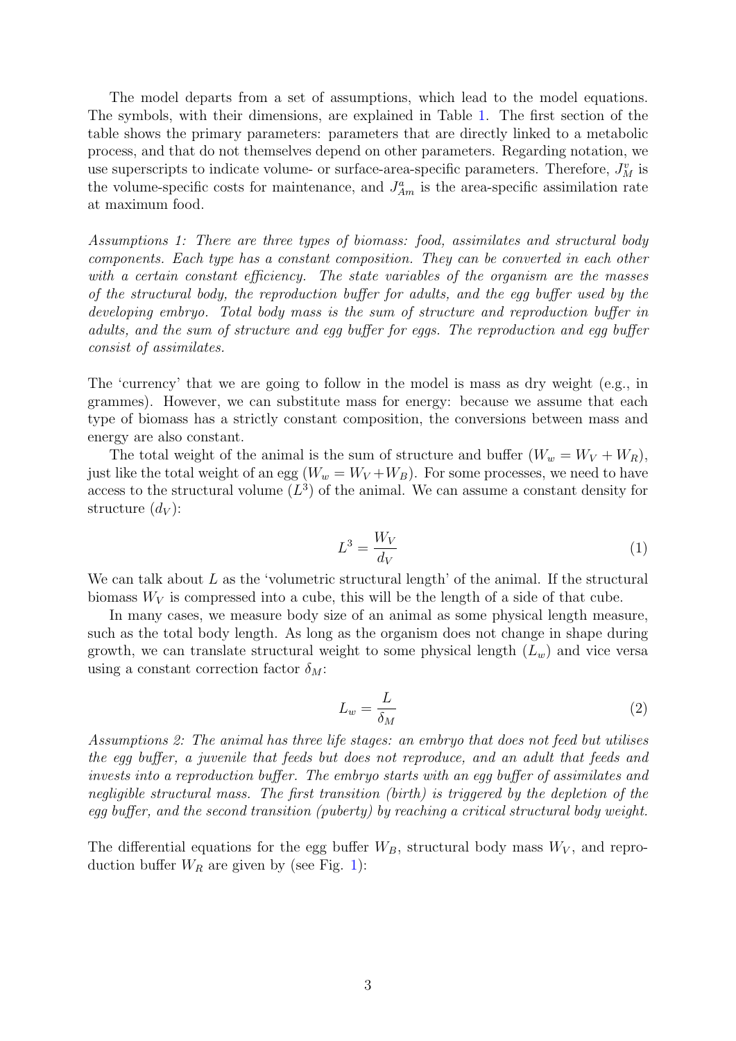The model departs from a set of assumptions, which lead to the model equations. The symbols, with their dimensions, are explained in Table 1. The first section of the table shows the primary parameters: parameters that are directly linked to a metabolic process, and that do not themselves depend on other parameters. Regarding notation, we use superscripts to indicate volume- or surface-area-specific parameters. Therefore, $J_M^v$ is the volume-specific costs for maintenance, and $J_{Am}^a$ is the area-specific assimilation rate at maximum food.

*Assumptions 1: There are three types of biomass: food, assimilates and structural body components. Each type has a constant composition. They can be converted in each other with a certain constant efficiency. The state variables of the organism are the masses of the structural body, the reproduction buffer for adults, and the egg buffer used by the developing embryo. Total body mass is the sum of structure and reproduction buffer in adults, and the sum of structure and egg buffer for eggs. The reproduction and egg buffer consist of assimilates.*

The 'currency' that we are going to follow in the model is mass as dry weight (e.g., in grammes). However, we can substitute mass for energy: because we assume that each type of biomass has a strictly constant composition, the conversions between mass and energy are also constant.

The total weight of the animal is the sum of structure and buffer ($W_w = W_V + W_R$), just like the total weight of an egg ($W_w = W_V + W_B$). For some processes, we need to have access to the structural volume ($L^3$) of the animal. We can assume a constant density for structure ($d_V$):

$$L^3 = \frac{W_V}{d_V} \tag{1}$$

We can talk about $L$ as the 'volumetric structural length' of the animal. If the structural biomass $W_V$ is compressed into a cube, this will be the length of a side of that cube.

In many cases, we measure body size of an animal as some physical length measure, such as the total body length. As long as the organism does not change in shape during growth, we can translate structural weight to some physical length ($L_w$) and vice versa using a constant correction factor $\delta_M$:

$$L_w = \frac{L}{\delta_M} \tag{2}$$

*Assumptions 2: The animal has three life stages: an embryo that does not feed but utilises the egg buffer, a juvenile that feeds but does not reproduce, and an adult that feeds and invests into a reproduction buffer. The embryo starts with an egg buffer of assimilates and negligible structural mass. The first transition (birth) is triggered by the depletion of the egg buffer, and the second transition (puberty) by reaching a critical structural body weight.*

The differential equations for the egg buffer $W_B$, structural body mass $W_V$, and reproduction buffer $W_R$ are given by (see Fig. 1):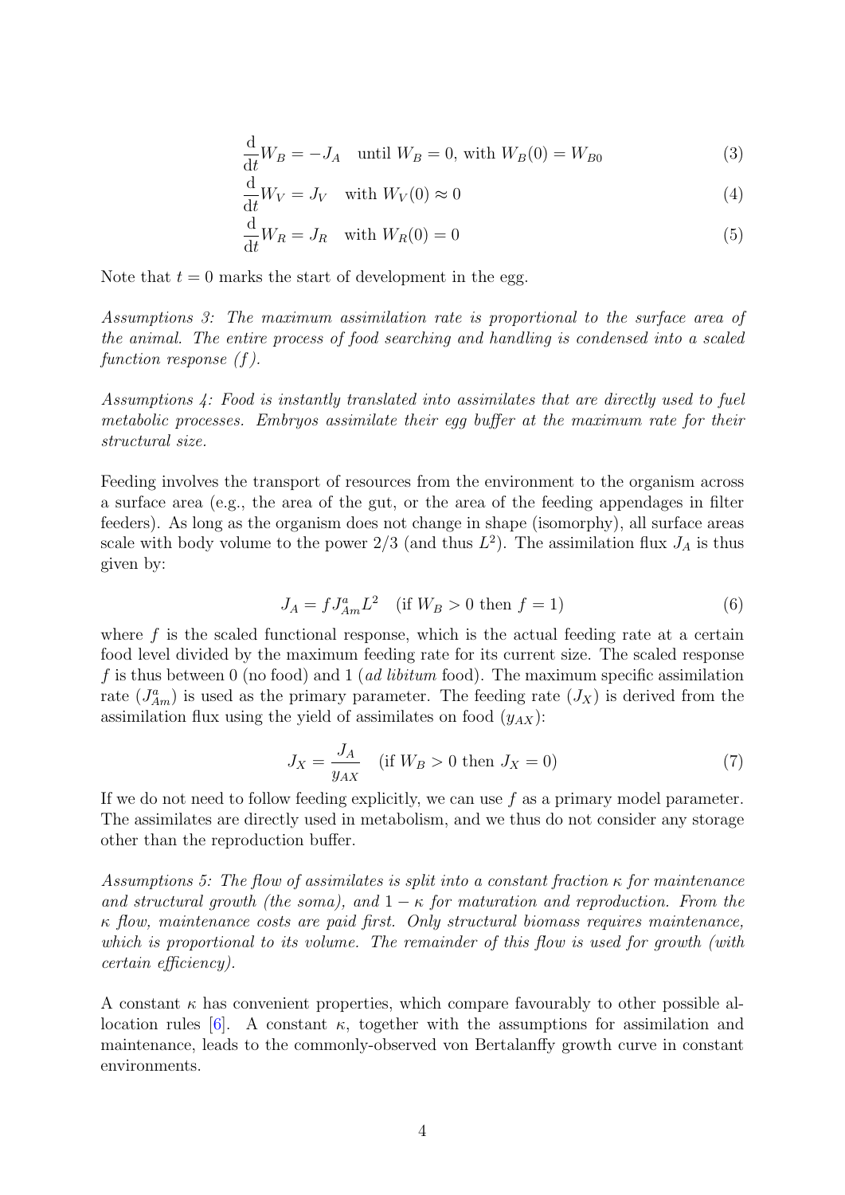$$\frac{\mathrm{d}}{\mathrm{d}t} W_B = -J_A \quad \text{until } W_B = 0, \text{ with } W_B(0) = W_{B0} \tag{3}$$

$$\frac{\mathrm{d}}{\mathrm{d}t} W_V = J_V \quad \text{with } W_V(0) \approx 0 \tag{4}$$

$$\frac{\mathrm{d}}{\mathrm{d}t} W_R = J_R \quad \text{with } W_R(0) = 0 \tag{5}$$

Note that $t = 0$ marks the start of development in the egg.

*Assumptions 3: The maximum assimilation rate is proportional to the surface area of the animal. The entire process of food searching and handling is condensed into a scaled function response ($f$).*

*Assumptions 4: Food is instantly translated into assimilates that are directly used to fuel metabolic processes. Embryos assimilate their egg buffer at the maximum rate for their structural size.*

Feeding involves the transport of resources from the environment to the organism across a surface area (e.g., the area of the gut, or the area of the feeding appendages in filter feeders). As long as the organism does not change in shape (isomorphy), all surface areas scale with body volume to the power 2/3 (and thus $L^2$). The assimilation flux $J_A$ is thus given by:

$$J_A = f J_{Am}^a L^2 \quad (\text{if } W_B > 0 \text{ then } f = 1) \tag{6}$$

where $f$ is the scaled functional response, which is the actual feeding rate at a certain food level divided by the maximum feeding rate for its current size. The scaled response $f$ is thus between 0 (no food) and 1 (*ad libitum* food). The maximum specific assimilation rate ($J_{Am}^a$) is used as the primary parameter. The feeding rate ($J_X$) is derived from the assimilation flux using the yield of assimilates on food ($y_{AX}$):

$$J_X = \frac{J_A}{y_{AX}} \quad (\text{if } W_B > 0 \text{ then } J_X = 0) \tag{7}$$

If we do not need to follow feeding explicitly, we can use $f$ as a primary model parameter. The assimilates are directly used in metabolism, and we thus do not consider any storage other than the reproduction buffer.

*Assumptions 5: The flow of assimilates is split into a constant fraction $\kappa$ for maintenance and structural growth (the soma), and $1 - \kappa$ for maturation and reproduction. From the $\kappa$ flow, maintenance costs are paid first. Only structural biomass requires maintenance, which is proportional to its volume. The remainder of this flow is used for growth (with certain efficiency).*

A constant $\kappa$ has convenient properties, which compare favourably to other possible allocation rules [6]. A constant $\kappa$, together with the assumptions for assimilation and maintenance, leads to the commonly-observed von Bertalanffy growth curve in constant environments.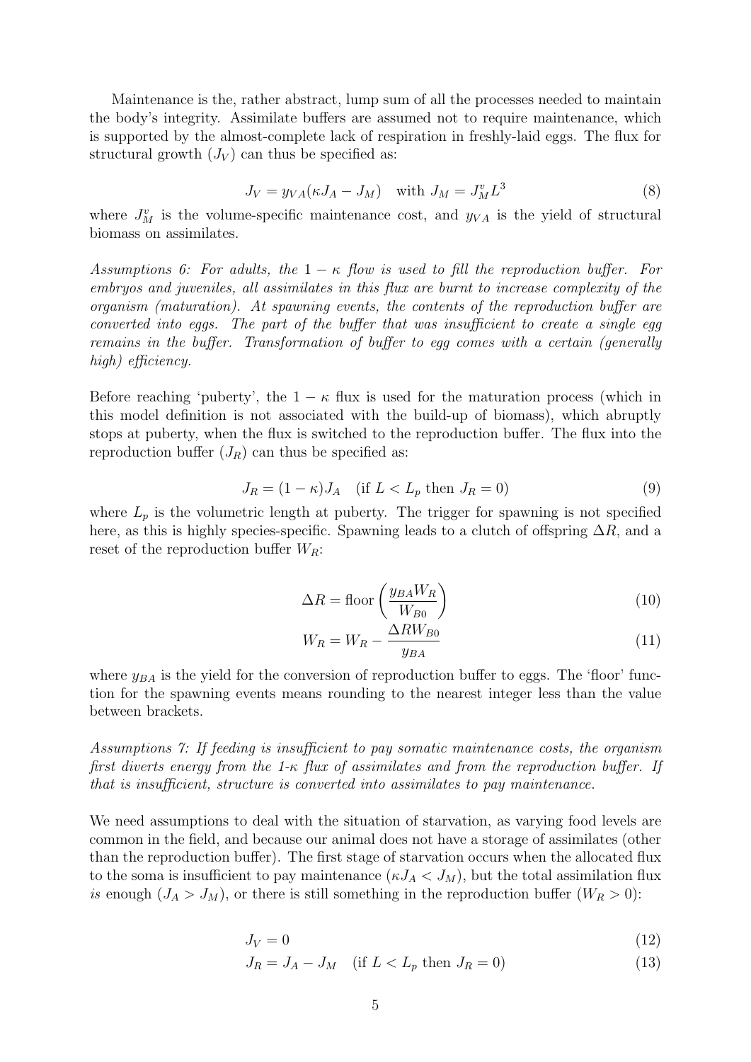Maintenance is the, rather abstract, lump sum of all the processes needed to maintain the body's integrity. Assimilate buffers are assumed not to require maintenance, which is supported by the almost-complete lack of respiration in freshly-laid eggs. The flux for structural growth ($J_V$) can thus be specified as:

$$J_V = y_{VA}(\kappa J_A - J_M) \quad \text{with } J_M = J_M^v L^3 \tag{8}$$

where $J_M^v$ is the volume-specific maintenance cost, and $y_{VA}$ is the yield of structural biomass on assimilates.

*Assumptions 6: For adults, the $1-\kappa$ flow is used to fill the reproduction buffer. For embryos and juveniles, all assimilates in this flux are burnt to increase complexity of the organism (maturation). At spawning events, the contents of the reproduction buffer are converted into eggs. The part of the buffer that was insufficient to create a single egg remains in the buffer. Transformation of buffer to egg comes with a certain (generally high) efficiency.*

Before reaching 'puberty', the $1-\kappa$ flux is used for the maturation process (which in this model definition is not associated with the build-up of biomass), which abruptly stops at puberty, when the flux is switched to the reproduction buffer. The flux into the reproduction buffer ($J_R$) can thus be specified as:

$$J_R = (1-\kappa)J_A \quad (\text{if } L < L_p \text{ then } J_R = 0) \tag{9}$$

where $L_p$ is the volumetric length at puberty. The trigger for spawning is not specified here, as this is highly species-specific. Spawning leads to a clutch of offspring $\Delta R$, and a reset of the reproduction buffer $W_R$:

$$\Delta R = \text{floor}\left(\frac{y_{BA} W_R}{W_{B0}}\right) \tag{10}$$

$$W_R = W_R - \frac{\Delta R W_{B0}}{y_{BA}} \tag{11}$$

where $y_{BA}$ is the yield for the conversion of reproduction buffer to eggs. The 'floor' function for the spawning events means rounding to the nearest integer less than the value between brackets.

*Assumptions 7: If feeding is insufficient to pay somatic maintenance costs, the organism first diverts energy from the 1-$\kappa$ flux of assimilates and from the reproduction buffer. If that is insufficient, structure is converted into assimilates to pay maintenance.*

We need assumptions to deal with the situation of starvation, as varying food levels are common in the field, and because our animal does not have a storage of assimilates (other than the reproduction buffer). The first stage of starvation occurs when the allocated flux to the soma is insufficient to pay maintenance ($\kappa J_A < J_M$), but the total assimilation flux *is* enough ($J_A > J_M$), or there is still something in the reproduction buffer ($W_R > 0$):

$$J_V = 0 \tag{12}$$

$$J_R = J_A - J_M \quad (\text{if } L < L_p \text{ then } J_R = 0) \tag{13}$$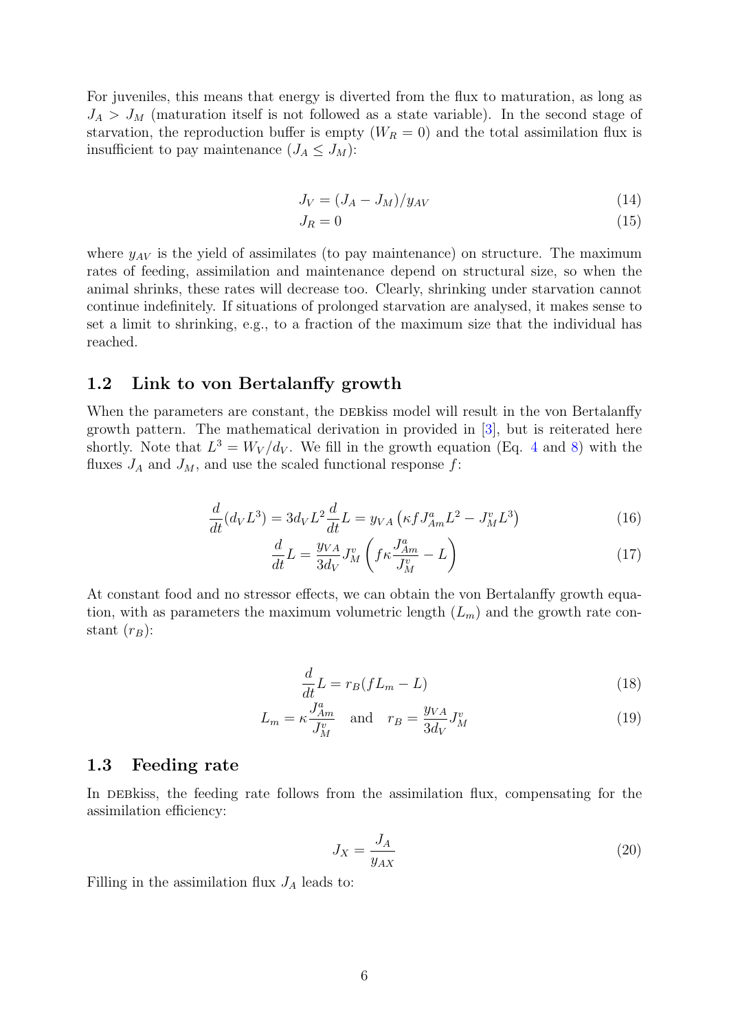For juveniles, this means that energy is diverted from the flux to maturation, as long as $J_A > J_M$ (maturation itself is not followed as a state variable). In the second stage of starvation, the reproduction buffer is empty ($W_R = 0$) and the total assimilation flux is insufficient to pay maintenance ($J_A \leq J_M$):

$$J_V = (J_A - J_M)/y_{AV} \tag{14}$$

$$J_R = 0 \tag{15}$$

where $y_{AV}$ is the yield of assimilates (to pay maintenance) on structure. The maximum rates of feeding, assimilation and maintenance depend on structural size, so when the animal shrinks, these rates will decrease too. Clearly, shrinking under starvation cannot continue indefinitely. If situations of prolonged starvation are analysed, it makes sense to set a limit to shrinking, e.g., to a fraction of the maximum size that the individual has reached.

## 1.2 Link to von Bertalanffy growth

When the parameters are constant, the DEBkiss model will result in the von Bertalanffy growth pattern. The mathematical derivation in provided in [3], but is reiterated here shortly. Note that $L^3 = W_V/d_V$. We fill in the growth equation (Eq. 4 and 8) with the fluxes $J_A$ and $J_M$, and use the scaled functional response $f$:

$$\frac{d}{dt}(d_V L^3) = 3d_V L^2 \frac{d}{dt}L = y_{VA}\left(\kappa f J^a_{Am} L^2 - J^v_M L^3\right) \tag{16}$$

$$\frac{d}{dt}L = \frac{y_{VA}}{3d_V} J^v_M \left(f\kappa \frac{J^a_{Am}}{J^v_M} - L\right) \tag{17}$$

At constant food and no stressor effects, we can obtain the von Bertalanffy growth equation, with as parameters the maximum volumetric length ($L_m$) and the growth rate constant ($r_B$):

$$\frac{d}{dt}L = r_B(fL_m - L) \tag{18}$$

$$L_m = \kappa \frac{J^a_{Am}}{J^v_M} \quad \text{and} \quad r_B = \frac{y_{VA}}{3d_V} J^v_M \tag{19}$$

## 1.3 Feeding rate

In DEBkiss, the feeding rate follows from the assimilation flux, compensating for the assimilation efficiency:

$$J_X = \frac{J_A}{y_{AX}} \tag{20}$$

Filling in the assimilation flux $J_A$ leads to: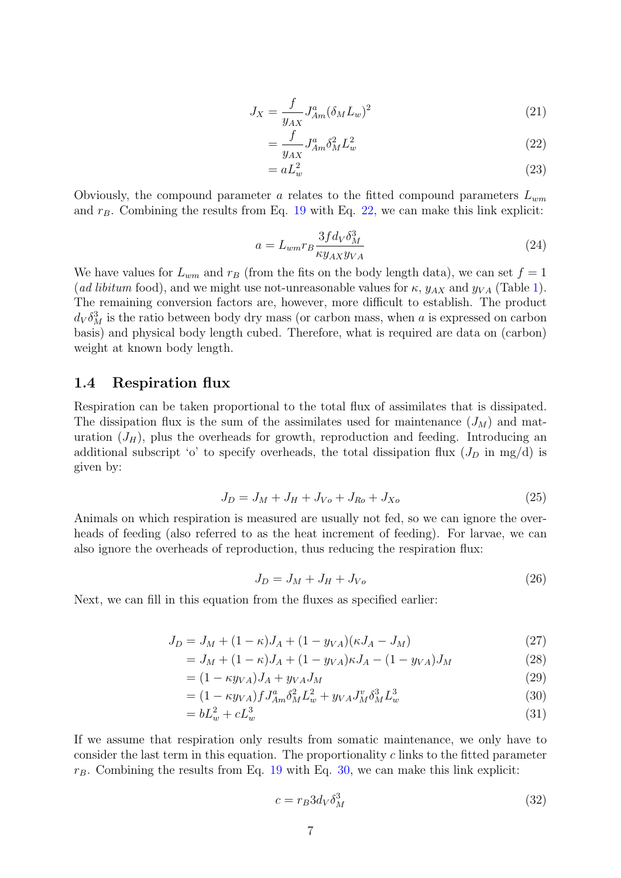$$J_X = \frac{f}{y_{AX}} J^a_{Am} (\delta_M L_w)^2 \tag{21}$$

$$= \frac{f}{y_{AX}} J^a_{Am} \delta_M^2 L_w^2 \tag{22}$$

$$= a L_w^2 \tag{23}$$

Obviously, the compound parameter $a$ relates to the fitted compound parameters $L_{wm}$ and $r_B$. Combining the results from Eq. 19 with Eq. 22, we can make this link explicit:

$$a = L_{wm} r_B \frac{3 f d_V \delta_M^3}{\kappa y_{AX} y_{VA}} \tag{24}$$

We have values for $L_{wm}$ and $r_B$ (from the fits on the body length data), we can set $f = 1$ (*ad libitum* food), and we might use not-unreasonable values for $\kappa$, $y_{AX}$ and $y_{VA}$ (Table 1). The remaining conversion factors are, however, more difficult to establish. The product $d_V \delta_M^3$ is the ratio between body dry mass (or carbon mass, when $a$ is expressed on carbon basis) and physical body length cubed. Therefore, what is required are data on (carbon) weight at known body length.

## 1.4 Respiration flux

Respiration can be taken proportional to the total flux of assimilates that is dissipated. The dissipation flux is the sum of the assimilates used for maintenance ($J_M$) and maturation ($J_H$), plus the overheads for growth, reproduction and feeding. Introducing an additional subscript 'o' to specify overheads, the total dissipation flux ($J_D$ in mg/d) is given by:

$$J_D = J_M + J_H + J_{Vo} + J_{Ro} + J_{Xo} \tag{25}$$

Animals on which respiration is measured are usually not fed, so we can ignore the overheads of feeding (also referred to as the heat increment of feeding). For larvae, we can also ignore the overheads of reproduction, thus reducing the respiration flux:

$$J_D = J_M + J_H + J_{Vo} \tag{26}$$

Next, we can fill in this equation from the fluxes as specified earlier:

$$J_D = J_M + (1-\kappa) J_A + (1 - y_{VA})(\kappa J_A - J_M) \tag{27}$$

$$= J_M + (1-\kappa) J_A + (1 - y_{VA}) \kappa J_A - (1 - y_{VA}) J_M \tag{28}$$

$$= (1 - \kappa y_{VA}) J_A + y_{VA} J_M \tag{29}$$

$$= (1 - \kappa y_{VA}) f J^a_{Am} \delta_M^2 L_w^2 + y_{VA} J^v_M \delta_M^3 L_w^3 \tag{30}$$

$$= b L_w^2 + c L_w^3 \tag{31}$$

If we assume that respiration only results from somatic maintenance, we only have to consider the last term in this equation. The proportionality $c$ links to the fitted parameter $r_B$. Combining the results from Eq. 19 with Eq. 30, we can make this link explicit:

$$c = r_B 3 d_V \delta_M^3 \tag{32}$$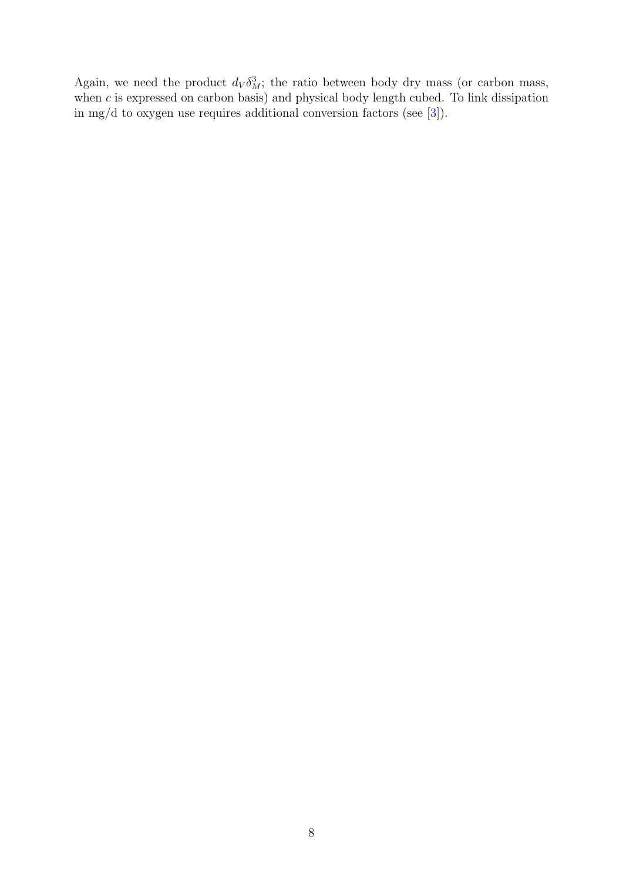Again, we need the product $d_V \delta_M^3$; the ratio between body dry mass (or carbon mass, when $c$ is expressed on carbon basis) and physical body length cubed. To link dissipation in mg/d to oxygen use requires additional conversion factors (see [3]).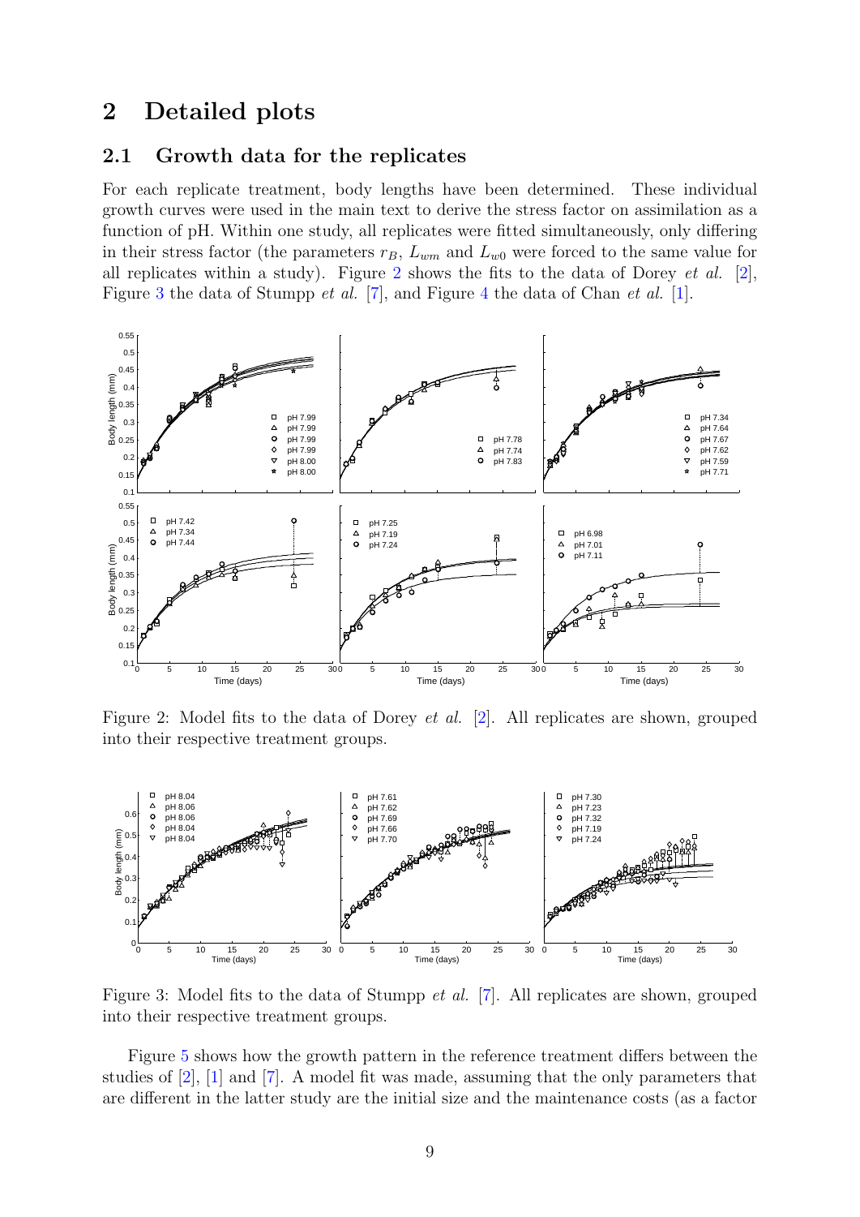## 2 Detailed plots

### 2.1 Growth data for the replicates

For each replicate treatment, body lengths have been determined. These individual growth curves were used in the main text to derive the stress factor on assimilation as a function of pH. Within one study, all replicates were fitted simultaneously, only differing in their stress factor (the parameters $r_B$, $L_{wm}$ and $L_{w0}$ were forced to the same value for all replicates within a study). Figure 2 shows the fits to the data of Dorey *et al.* [2], Figure 3 the data of Stumpp *et al.* [7], and Figure 4 the data of Chan *et al.* [1].

Figure 2: Model fits to the data of Dorey *et al.* [2]. All replicates are shown, grouped into their respective treatment groups.

Figure 3: Model fits to the data of Stumpp *et al.* [7]. All replicates are shown, grouped into their respective treatment groups.

Figure 5 shows how the growth pattern in the reference treatment differs between the studies of [2], [1] and [7]. A model fit was made, assuming that the only parameters that are different in the latter study are the initial size and the maintenance costs (as a factor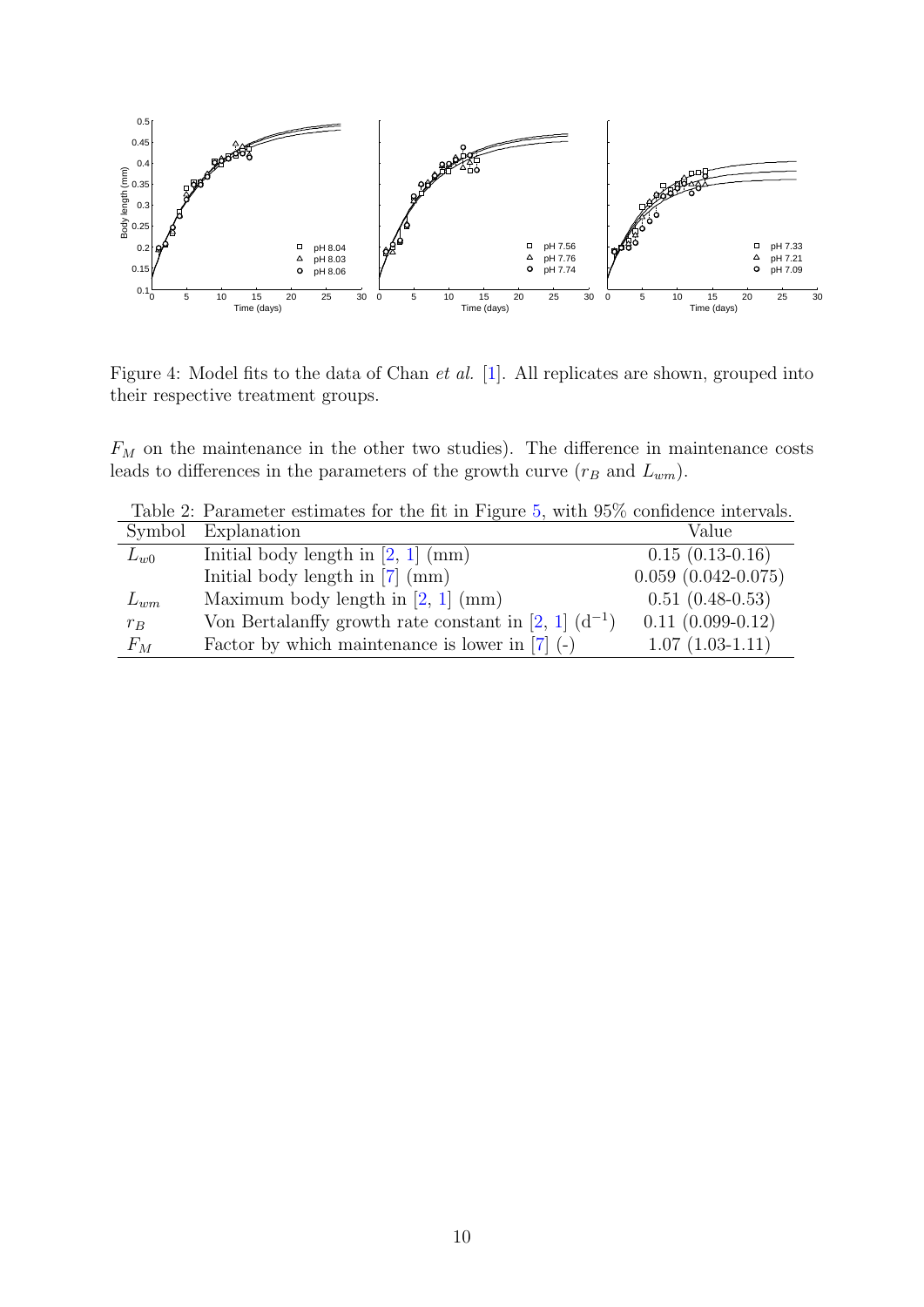Figure 4: Model fits to the data of Chan *et al.* [1]. All replicates are shown, grouped into their respective treatment groups.

$F_M$ on the maintenance in the other two studies). The difference in maintenance costs leads to differences in the parameters of the growth curve ($r_B$ and $L_{wm}$).

Table 2: Parameter estimates for the fit in Figure 5, with 95% confidence intervals.

| Symbol | Explanation | Value |
|---|---|---|
| $L_{w0}$ | Initial body length in [2, 1] (mm) | 0.15 (0.13-0.16) |
| | Initial body length in [7] (mm) | 0.059 (0.042-0.075) |
| $L_{wm}$ | Maximum body length in [2, 1] (mm) | 0.51 (0.48-0.53) |
| $r_B$ | Von Bertalanffy growth rate constant in [2, 1] ($d^{-1}$) | 0.11 (0.099-0.12) |
| $F_M$ | Factor by which maintenance is lower in [7] (-) | 1.07 (1.03-1.11) |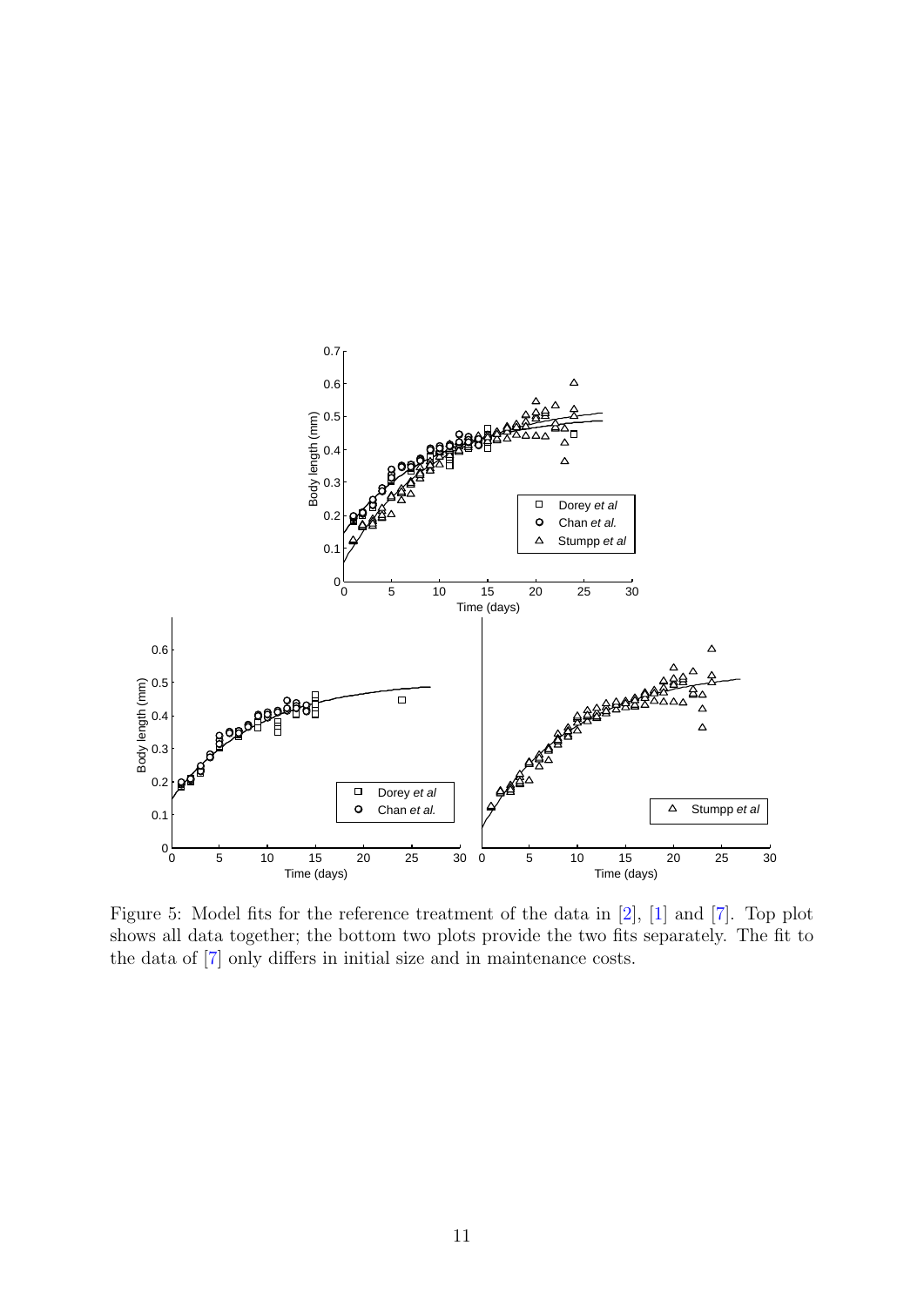Figure 5: Model fits for the reference treatment of the data in [2], [1] and [7]. Top plot shows all data together; the bottom two plots provide the two fits separately. The fit to the data of [7] only differs in initial size and in maintenance costs.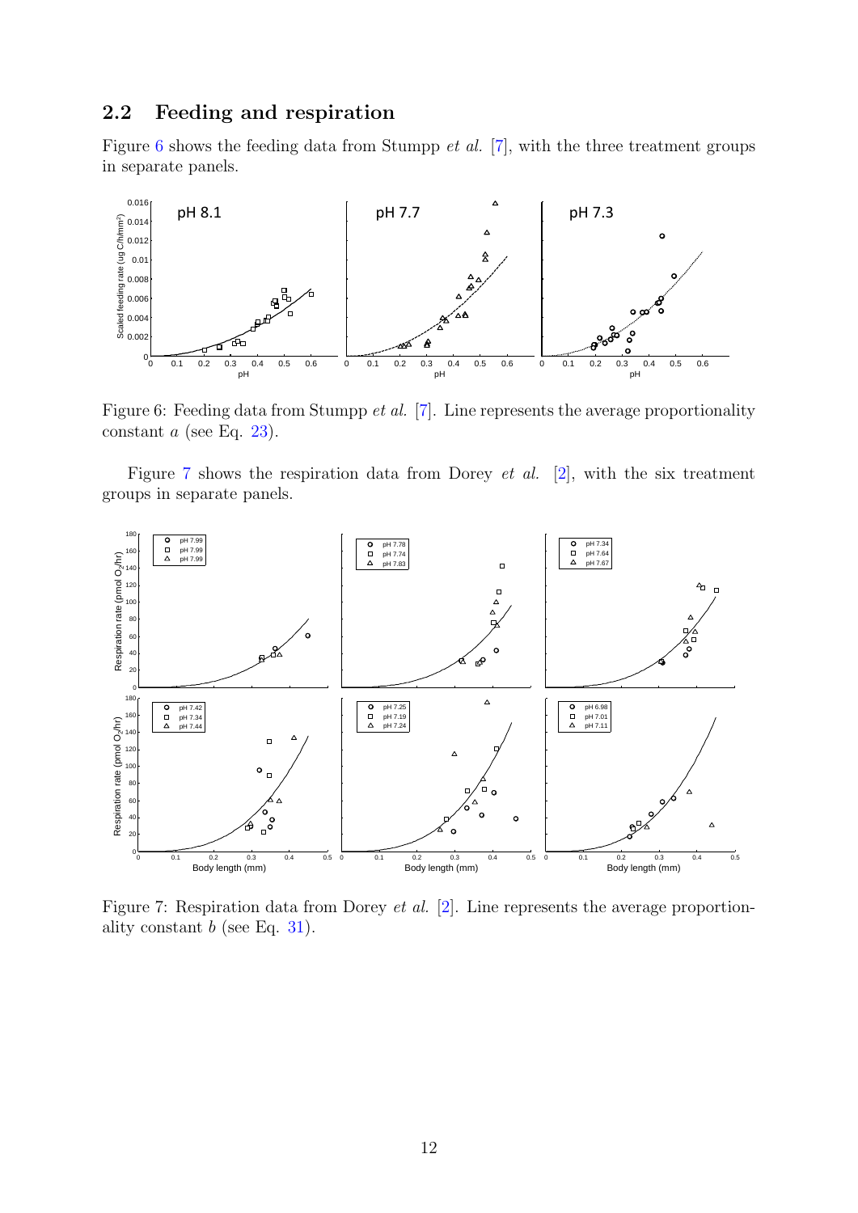## 2.2 Feeding and respiration

Figure 6 shows the feeding data from Stumpp *et al.* [7], with the three treatment groups in separate panels.

Figure 6: Feeding data from Stumpp *et al.* [7]. Line represents the average proportionality constant $a$ (see Eq. 23).

Figure 7 shows the respiration data from Dorey *et al.* [2], with the six treatment groups in separate panels.

Figure 7: Respiration data from Dorey *et al.* [2]. Line represents the average proportionality constant $b$ (see Eq. 31).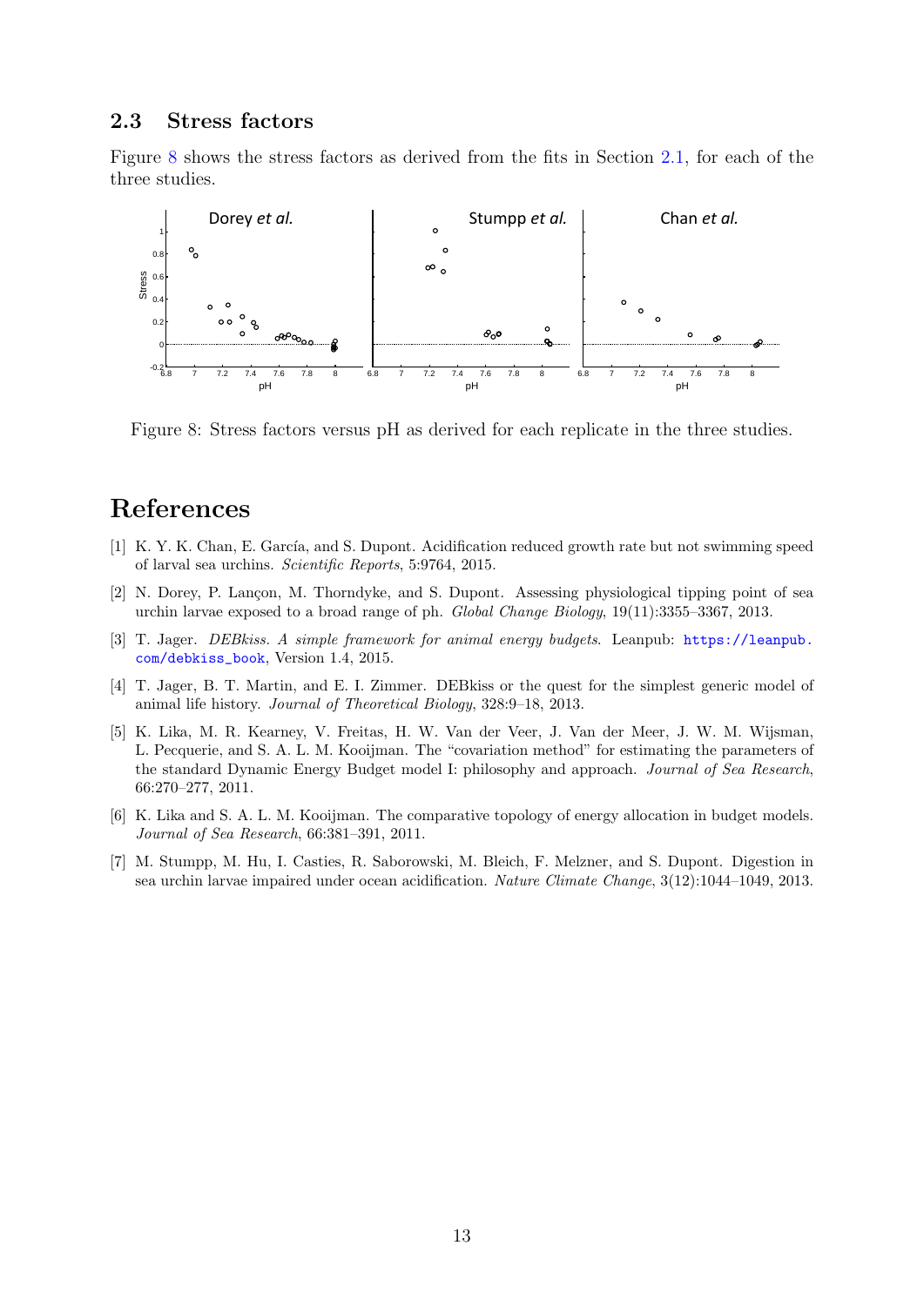## 2.3 Stress factors

Figure 8 shows the stress factors as derived from the fits in Section 2.1, for each of the three studies.

Dorey *et al.*

Stumpp *et al.*

Chan *et al.*

Stress

1
0.8
0.6
0.4
0.2
0
-0.2

6.8 7 7.2 7.4 7.6 7.8 8

pH

Figure 8: Stress factors versus pH as derived for each replicate in the three studies.

# References

[1] K. Y. K. Chan, E. García, and S. Dupont. Acidification reduced growth rate but not swimming speed of larval sea urchins. *Scientific Reports*, 5:9764, 2015.

[2] N. Dorey, P. Lançon, M. Thorndyke, and S. Dupont. Assessing physiological tipping point of sea urchin larvae exposed to a broad range of ph. *Global Change Biology*, 19(11):3355–3367, 2013.

[3] T. Jager. *DEBkiss. A simple framework for animal energy budgets*. Leanpub: https://leanpub.com/debkiss_book, Version 1.4, 2015.

[4] T. Jager, B. T. Martin, and E. I. Zimmer. DEBkiss or the quest for the simplest generic model of animal life history. *Journal of Theoretical Biology*, 328:9–18, 2013.

[5] K. Lika, M. R. Kearney, V. Freitas, H. W. Van der Veer, J. Van der Meer, J. W. M. Wijsman, L. Pecquerie, and S. A. L. M. Kooijman. The "covariation method" for estimating the parameters of the standard Dynamic Energy Budget model I: philosophy and approach. *Journal of Sea Research*, 66:270–277, 2011.

[6] K. Lika and S. A. L. M. Kooijman. The comparative topology of energy allocation in budget models. *Journal of Sea Research*, 66:381–391, 2011.

[7] M. Stumpp, M. Hu, I. Casties, R. Saborowski, M. Bleich, F. Melzner, and S. Dupont. Digestion in sea urchin larvae impaired under ocean acidification. *Nature Climate Change*, 3(12):1044–1049, 2013.